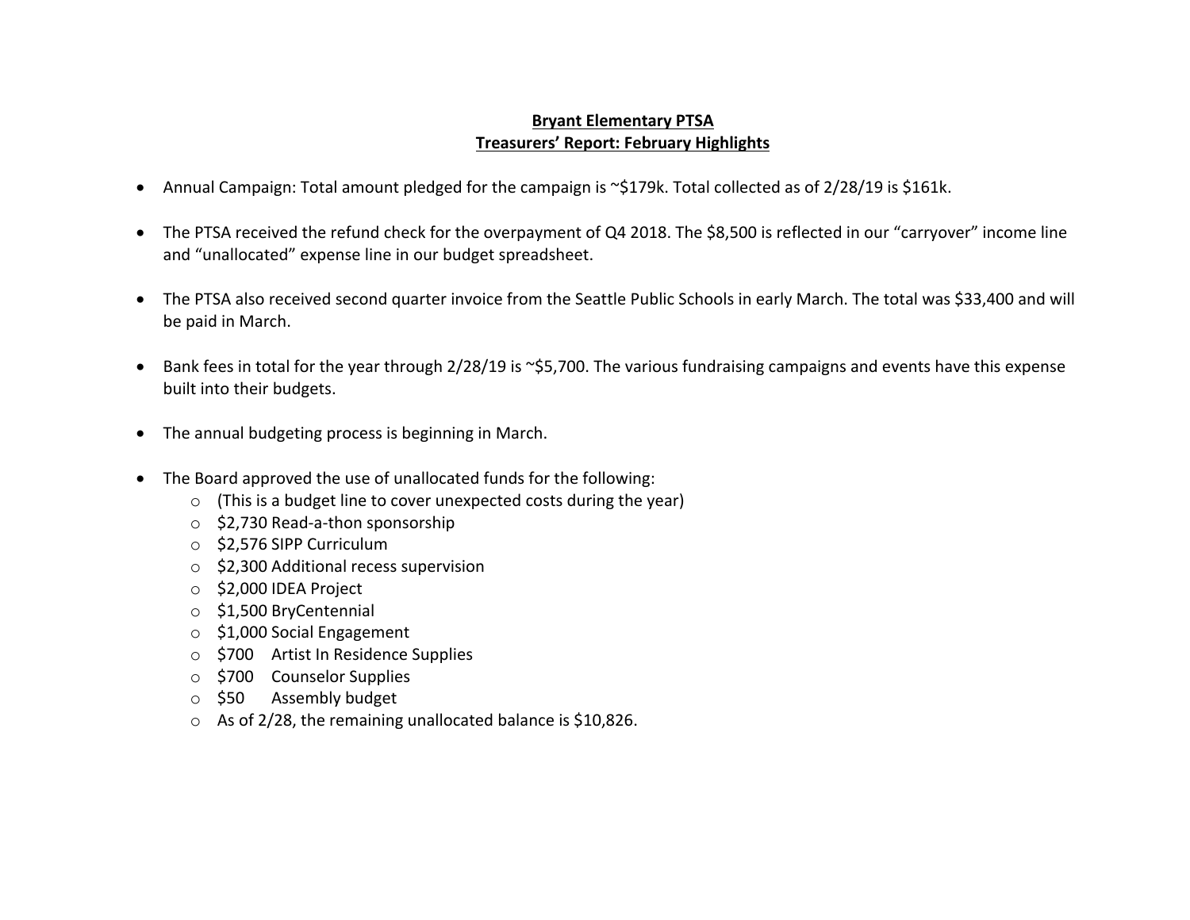# Bryant Elementary PTSA
## Treasurers' Report: February Highlights

- Annual Campaign: Total amount pledged for the campaign is ~$179k. Total collected as of 2/28/19 is $161k.

- The PTSA received the refund check for the overpayment of Q4 2018. The $8,500 is reflected in our "carryover" income line and "unallocated" expense line in our budget spreadsheet.

- The PTSA also received second quarter invoice from the Seattle Public Schools in early March. The total was $33,400 and will be paid in March.

- Bank fees in total for the year through 2/28/19 is ~$5,700. The various fundraising campaigns and events have this expense built into their budgets.

- The annual budgeting process is beginning in March.

- The Board approved the use of unallocated funds for the following:
  - (This is a budget line to cover unexpected costs during the year)
  - $2,730 Read-a-thon sponsorship
  - $2,576 SIPP Curriculum
  - $2,300 Additional recess supervision
  - $2,000 IDEA Project
  - $1,500 BryCentennial
  - $1,000 Social Engagement
  - $700 Artist In Residence Supplies
  - $700 Counselor Supplies
  - $50 Assembly budget
  - As of 2/28, the remaining unallocated balance is $10,826.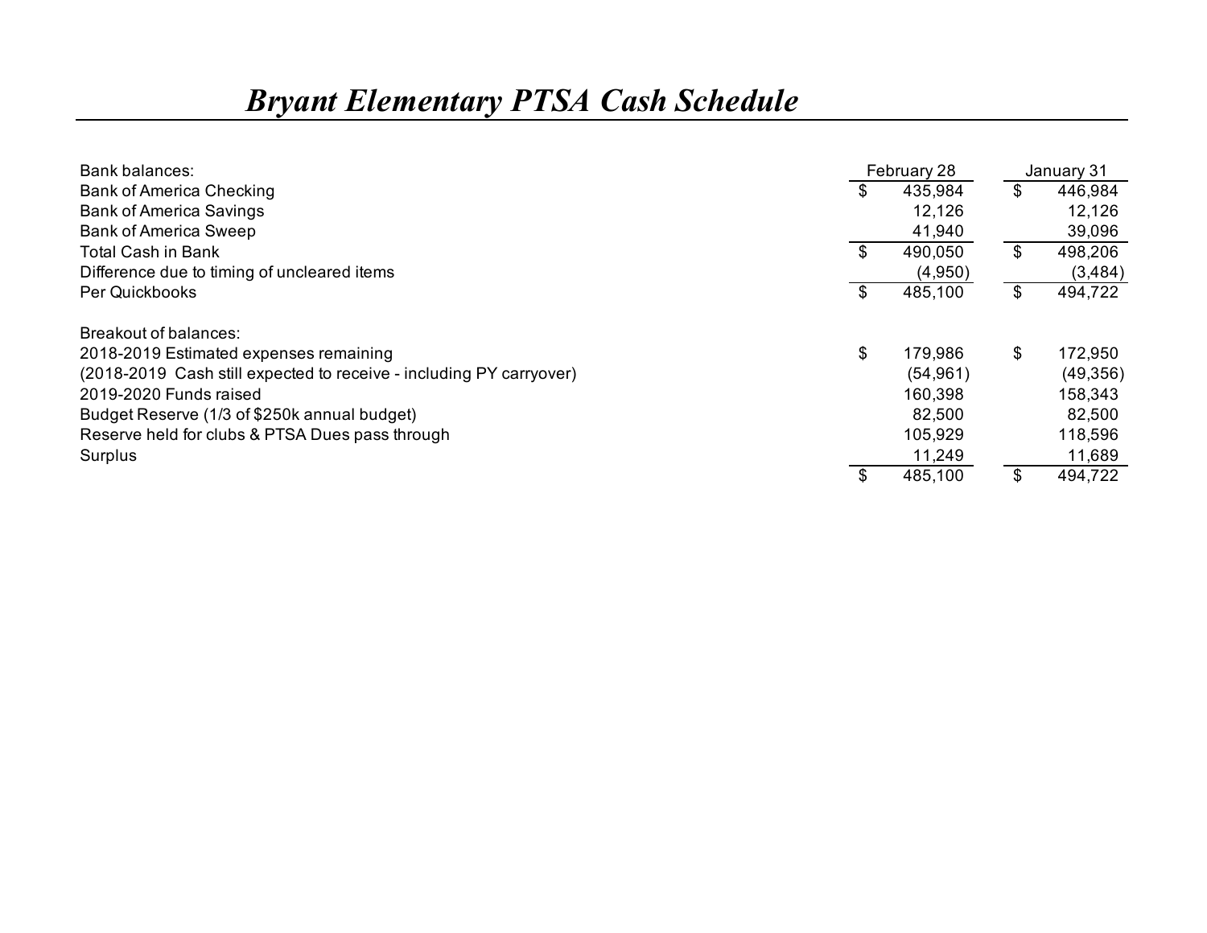# *Bryant Elementary PTSA Cash Schedule*

| Bank balances: | February 28 | January 31 |
|---|---|---|
| Bank of America Checking | $ 435,984 | $ 446,984 |
| Bank of America Savings | 12,126 | 12,126 |
| Bank of America Sweep | 41,940 | 39,096 |
| Total Cash in Bank | $ 490,050 | $ 498,206 |
| Difference due to timing of uncleared items | (4,950) | (3,484) |
| Per Quickbooks | $ 485,100 | $ 494,722 |
| | | |
| Breakout of balances: | | |
| 2018-2019 Estimated expenses remaining | $ 179,986 | $ 172,950 |
| (2018-2019 Cash still expected to receive - including PY carryover) | (54,961) | (49,356) |
| 2019-2020 Funds raised | 160,398 | 158,343 |
| Budget Reserve (1/3 of $250k annual budget) | 82,500 | 82,500 |
| Reserve held for clubs & PTSA Dues pass through | 105,929 | 118,596 |
| Surplus | 11,249 | 11,689 |
| | $ 485,100 | $ 494,722 |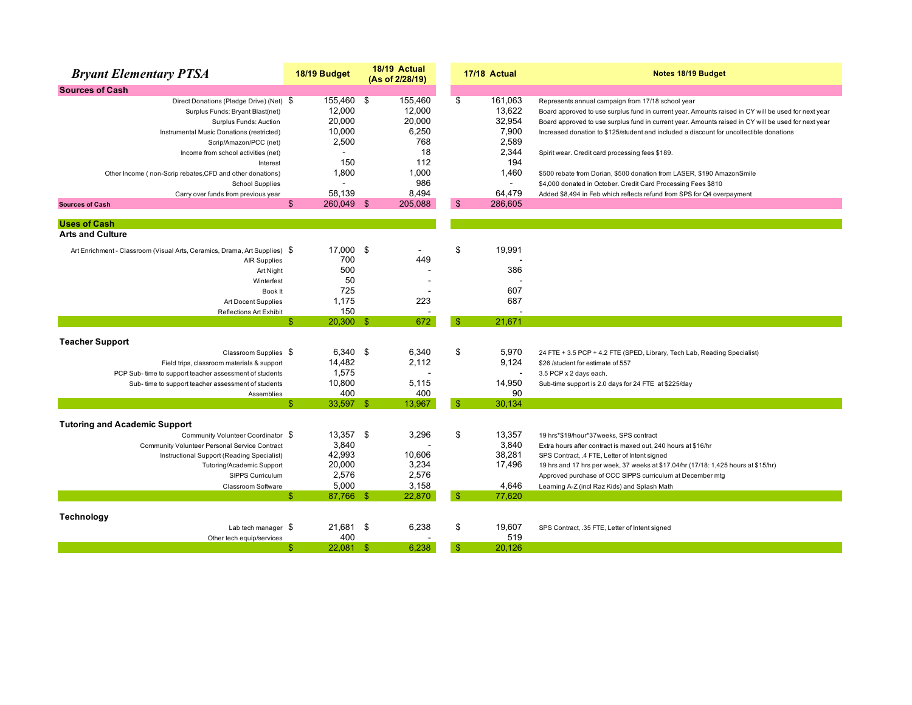| *Bryant Elementary PTSA* | 18/19 Budget | 18/19 Actual (As of 2/28/19) | 17/18 Actual | Notes 18/19 Budget |
|---|---|---|---|---|
| **Sources of Cash** | | | | |
| Direct Donations (Pledge Drive) (Net) | $ 155,460 | $ 155,460 | $ 161,063 | Represents annual campaign from 17/18 school year |
| Surplus Funds: Bryant Blast(net) | 12,000 | 12,000 | 13,622 | Board approved to use surplus fund in current year. Amounts raised in CY will be used for next year |
| Surplus Funds: Auction | 20,000 | 20,000 | 32,954 | Board approved to use surplus fund in current year. Amounts raised in CY will be used for next year |
| Instrumental Music Donations (restricted) | 10,000 | 6,250 | 7,900 | Increased donation to $125/student and included a discount for uncollectible donations |
| Scrip/Amazon/PCC (net) | 2,500 | 768 | 2,589 | |
| Income from school activities (net) | - | 18 | 2,344 | Spirit wear. Credit card processing fees $189. |
| Interest | 150 | 112 | 194 | |
| Other Income ( non-Scrip rebates,CFD and other donations) | 1,800 | 1,000 | 1,460 | $500 rebate from Dorian, $500 donation from LASER, $190 AmazonSmile |
| School Supplies | - | 986 | - | $4,000 donated in October. Credit Card Processing Fees $810 |
| Carry over funds from previous year | 58,139 | 8,494 | 64,479 | Added $8,494 in Feb which reflects refund from SPS for Q4 overpayment |
| **Sources of Cash** | $ 260,049 | $ 205,088 | $ 286,605 | |
| | | | | |
| **Uses of Cash** | | | | |
| **Arts and Culture** | | | | |
| Art Enrichment - Classroom (Visual Arts, Ceramics, Drama, Art Supplies) | $ 17,000 | $ - | $ 19,991 | |
| AIR Supplies | 700 | 449 | - | |
| Art Night | 500 | - | 386 | |
| Winterfest | 50 | - | - | |
| Book It | 725 | - | 607 | |
| Art Docent Supplies | 1,175 | 223 | 687 | |
| Reflections Art Exhibit | 150 | - | - | |
| | $ 20,300 | $ 672 | $ 21,671 | |
| | | | | |
| **Teacher Support** | | | | |
| Classroom Supplies | $ 6,340 | $ 6,340 | $ 5,970 | 24 FTE + 3.5 PCP + 4.2 FTE (SPED, Library, Tech Lab, Reading Specialist) |
| Field trips, classroom materials & support | 14,482 | 2,112 | 9,124 | $26 /student for estimate of 557 |
| PCP Sub- time to support teacher assessment of students | 1,575 | - | - | 3.5 PCP x 2 days each. |
| Sub- time to support teacher assessment of students | 10,800 | 5,115 | 14,950 | Sub-time support is 2.0 days for 24 FTE at $225/day |
| Assemblies | 400 | 400 | 90 | |
| | $ 33,597 | $ 13,967 | $ 30,134 | |
| | | | | |
| **Tutoring and Academic Support** | | | | |
| Community Volunteer Coordinator | $ 13,357 | $ 3,296 | $ 13,357 | 19 hrs*$19/hour*37weeks, SPS contract |
| Community Volunteer Personal Service Contract | 3,840 | - | 3,840 | Extra hours after contract is maxed out, 240 hours at $16/hr |
| Instructional Support (Reading Specialist) | 42,993 | 10,606 | 38,281 | SPS Contract, .4 FTE, Letter of Intent signed |
| Tutoring/Academic Support | 20,000 | 3,234 | 17,496 | 19 hrs and 17 hrs per week, 37 weeks at $17.04/hr (17/18: 1,425 hours at $15/hr) |
| SIPPS Curriculum | 2,576 | 2,576 | | Approved purchase of CCC SIPPS curriculum at December mtg |
| Classroom Software | 5,000 | 3,158 | 4,646 | Learning A-Z (incl Raz Kids) and Splash Math |
| | $ 87,766 | $ 22,870 | $ 77,620 | |
| | | | | |
| **Technology** | | | | |
| Lab tech manager | $ 21,681 | $ 6,238 | $ 19,607 | SPS Contract, .35 FTE, Letter of Intent signed |
| Other tech equip/services | 400 | - | 519 | |
| | $ 22,081 | $ 6,238 | $ 20,126 | |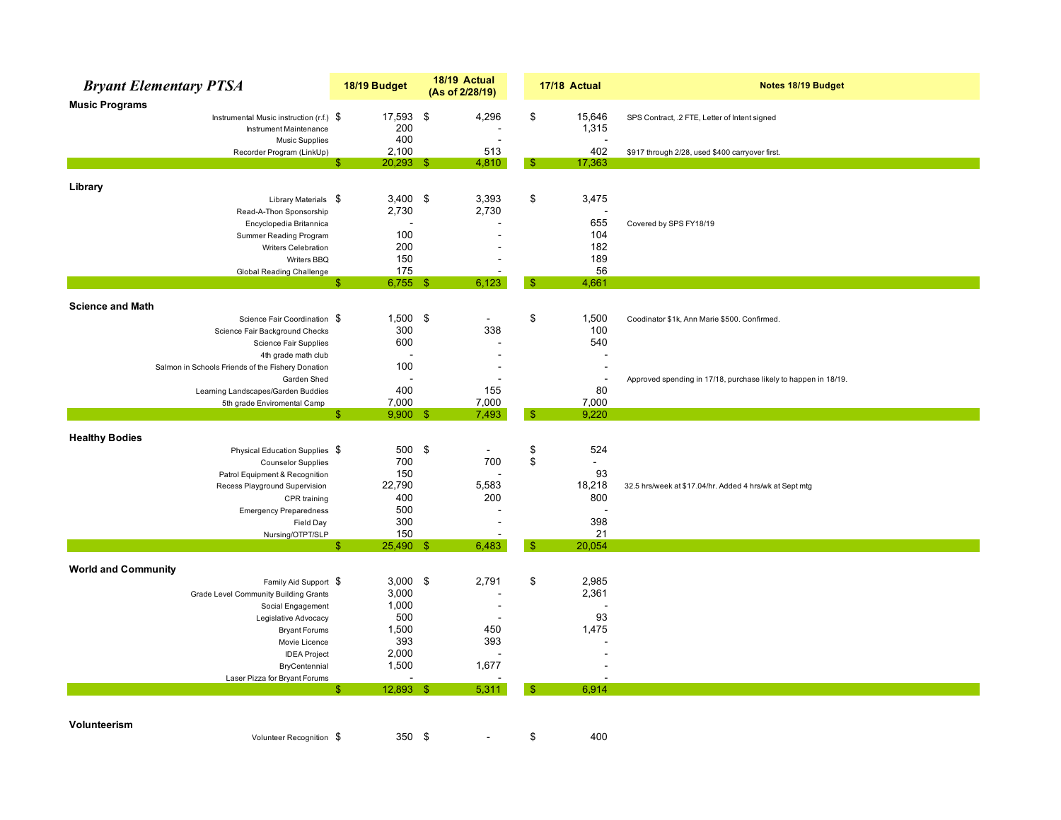| *Bryant Elementary PTSA* | 18/19 Budget | 18/19 Actual (As of 2/28/19) | 17/18 Actual | Notes 18/19 Budget |
|---|---|---|---|---|
| **Music Programs** | | | | |
| Instrumental Music instruction (r.f.) | $ 17,593 | $ 4,296 | $ 15,646 | SPS Contract, .2 FTE, Letter of Intent signed |
| Instrument Maintenance | 200 | - | 1,315 | |
| Music Supplies | 400 | - | - | |
| Recorder Program (LinkUp) | 2,100 | 513 | 402 | $917 through 2/28, used $400 carryover first. |
| | $ 20,293 | $ 4,810 | $ 17,363 | |
| **Library** | | | | |
| Library Materials | $ 3,400 | $ 3,393 | $ 3,475 | |
| Read-A-Thon Sponsorship | 2,730 | 2,730 | - | |
| Encyclopedia Britannica | - | - | 655 | Covered by SPS FY18/19 |
| Summer Reading Program | 100 | - | 104 | |
| Writers Celebration | 200 | - | 182 | |
| Writers BBQ | 150 | - | 189 | |
| Global Reading Challenge | 175 | - | 56 | |
| | $ 6,755 | $ 6,123 | $ 4,661 | |
| **Science and Math** | | | | |
| Science Fair Coordination | $ 1,500 | $ - | $ 1,500 | Coodinator $1k, Ann Marie $500. Confirmed. |
| Science Fair Background Checks | 300 | 338 | 100 | |
| Science Fair Supplies | 600 | - | 540 | |
| 4th grade math club | - | - | - | |
| Salmon in Schools Friends of the Fishery Donation | 100 | - | - | |
| Garden Shed | - | - | - | Approved spending in 17/18, purchase likely to happen in 18/19. |
| Learning Landscapes/Garden Buddies | 400 | 155 | 80 | |
| 5th grade Enviromental Camp | 7,000 | 7,000 | 7,000 | |
| | $ 9,900 | $ 7,493 | $ 9,220 | |
| **Healthy Bodies** | | | | |
| Physical Education Supplies | $ 500 | $ - | $ 524 | |
| Counselor Supplies | 700 | 700 | $ - | |
| Patrol Equipment & Recognition | 150 | - | 93 | |
| Recess Playground Supervision | 22,790 | 5,583 | 18,218 | 32.5 hrs/week at $17.04/hr. Added 4 hrs/wk at Sept mtg |
| CPR training | 400 | 200 | 800 | |
| Emergency Preparedness | 500 | - | - | |
| Field Day | 300 | - | 398 | |
| Nursing/OTPT/SLP | 150 | - | 21 | |
| | $ 25,490 | $ 6,483 | $ 20,054 | |
| **World and Community** | | | | |
| Family Aid Support | $ 3,000 | $ 2,791 | $ 2,985 | |
| Grade Level Community Building Grants | 3,000 | - | 2,361 | |
| Social Engagement | 1,000 | - | - | |
| Legislative Advocacy | 500 | - | 93 | |
| Bryant Forums | 1,500 | 450 | 1,475 | |
| Movie Licence | 393 | 393 | - | |
| IDEA Project | 2,000 | - | - | |
| BryCentennial | 1,500 | 1,677 | - | |
| Laser Pizza for Bryant Forums | - | - | - | |
| | $ 12,893 | $ 5,311 | $ 6,914 | |
| **Volunteerism** | | | | |
| Volunteer Recognition | $ 350 | $ - | $ 400 | |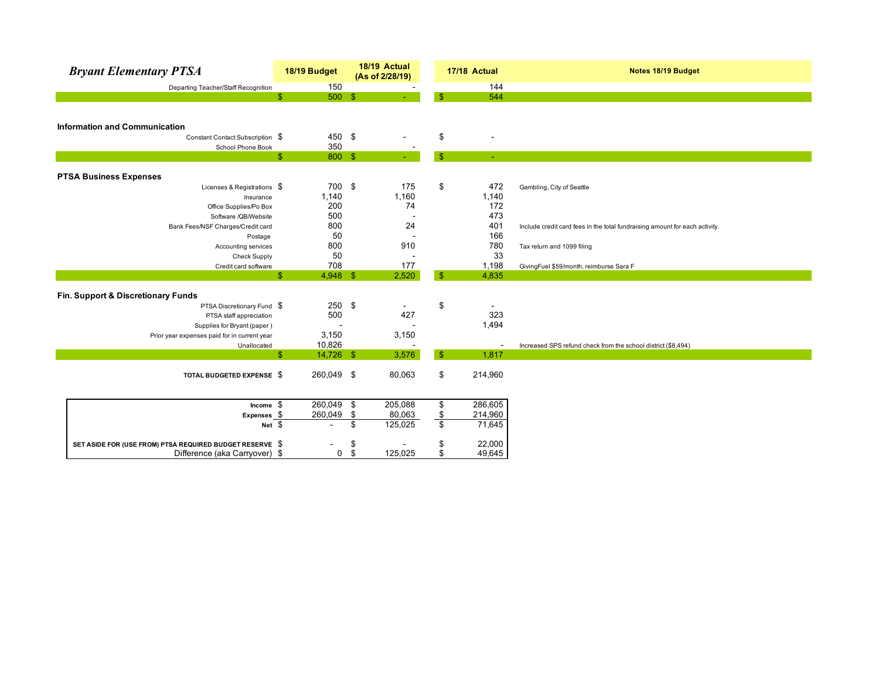| *Bryant Elementary PTSA* | 18/19 Budget | 18/19 Actual (As of 2/28/19) | 17/18 Actual | Notes 18/19 Budget |
|---|---|---|---|---|
| Departing Teacher/Staff Recognition | 150 | - | 144 | |
| | $ 500 | $ - | $ 544 | |
| **Information and Communication** | | | | |
| Constant Contact Subscription | $ 450 | $ - | $ - | |
| School Phone Book | 350 | - | | |
| | $ 800 | $ - | $ - | |
| **PTSA Business Expenses** | | | | |
| Licenses & Registrations | $ 700 | $ 175 | $ 472 | Gambling, City of Seattle |
| Insurance | 1,140 | 1,160 | 1,140 | |
| Office Supplies/Po Box | 200 | 74 | 172 | |
| Software /QB/Website | 500 | - | 473 | |
| Bank Fees/NSF Charges/Credit card | 800 | 24 | 401 | Include credit card fees in the total fundraising amount for each activity. |
| Postage | 50 | - | 166 | |
| Accounting services | 800 | 910 | 780 | Tax return and 1099 filing |
| Check Supply | 50 | - | 33 | |
| Credit card software | 708 | 177 | 1,198 | GivingFuel $59/month, reimburse Sara F |
| | $ 4,948 | $ 2,520 | $ 4,835 | |
| **Fin. Support & Discretionary Funds** | | | | |
| PTSA Discretionary Fund | $ 250 | $ - | $ - | |
| PTSA staff appreciation | 500 | 427 | 323 | |
| Supplies for Bryant (paper ) | - | - | 1,494 | |
| Prior year expenses paid for in current year | 3,150 | 3,150 | | |
| Unallocated | 10,826 | - | - | Increased SPS refund check from the school district ($8,494) |
| | $ 14,726 | $ 3,576 | $ 1,817 | |
| **TOTAL BUDGETED EXPENSE** | $ 260,049 | $ 80,063 | $ 214,960 | |

| | 18/19 Budget | 18/19 Actual (As of 2/28/19) | 17/18 Actual |
|---|---|---|---|
| **Income** | $ 260,049 | $ 205,088 | $ 286,605 |
| **Expenses** | $ 260,049 | $ 80,063 | $ 214,960 |
| **Net** | $ - | $ 125,025 | $ 71,645 |
| **SET ASIDE FOR (USE FROM) PTSA REQUIRED BUDGET RESERVE** | $ - | $ - | $ 22,000 |
| Difference (aka Carryover) | $ 0 | $ 125,025 | $ 49,645 |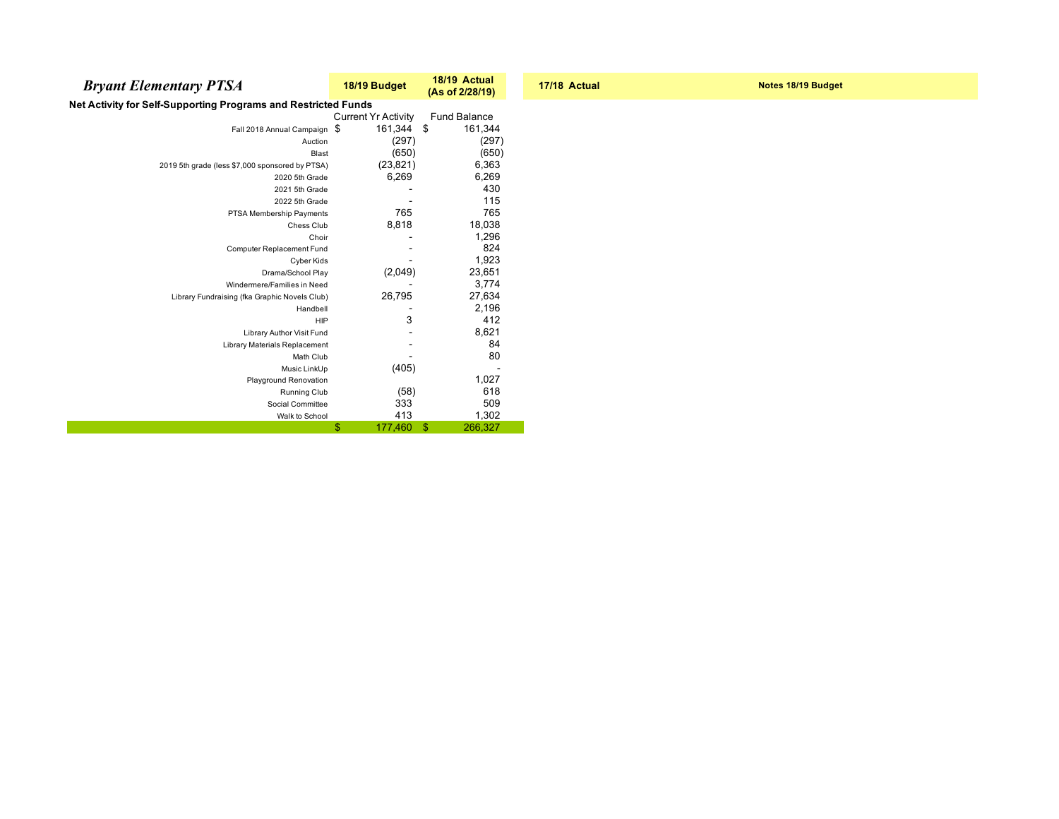# *Bryant Elementary PTSA*

| | 18/19 Budget | 18/19 Actual (As of 2/28/19) | 17/18 Actual | Notes 18/19 Budget |
|---|---|---|---|---|

**Net Activity for Self-Supporting Programs and Restricted Funds**

| | Current Yr Activity | Fund Balance |
|---|---|---|
| Fall 2018 Annual Campaign | $ 161,344 | $ 161,344 |
| Auction | (297) | (297) |
| Blast | (650) | (650) |
| 2019 5th grade (less $7,000 sponsored by PTSA) | (23,821) | 6,363 |
| 2020 5th Grade | 6,269 | 6,269 |
| 2021 5th Grade | - | 430 |
| 2022 5th Grade | - | 115 |
| PTSA Membership Payments | 765 | 765 |
| Chess Club | 8,818 | 18,038 |
| Choir | - | 1,296 |
| Computer Replacement Fund | - | 824 |
| Cyber Kids | - | 1,923 |
| Drama/School Play | (2,049) | 23,651 |
| Windermere/Families in Need | - | 3,774 |
| Library Fundraising (fka Graphic Novels Club) | 26,795 | 27,634 |
| Handbell | - | 2,196 |
| HIP | 3 | 412 |
| Library Author Visit Fund | - | 8,621 |
| Library Materials Replacement | - | 84 |
| Math Club | - | 80 |
| Music LinkUp | (405) | - |
| Playground Renovation | | 1,027 |
| Running Club | (58) | 618 |
| Social Committee | 333 | 509 |
| Walk to School | 413 | 1,302 |
| | $ 177,460 | $ 266,327 |